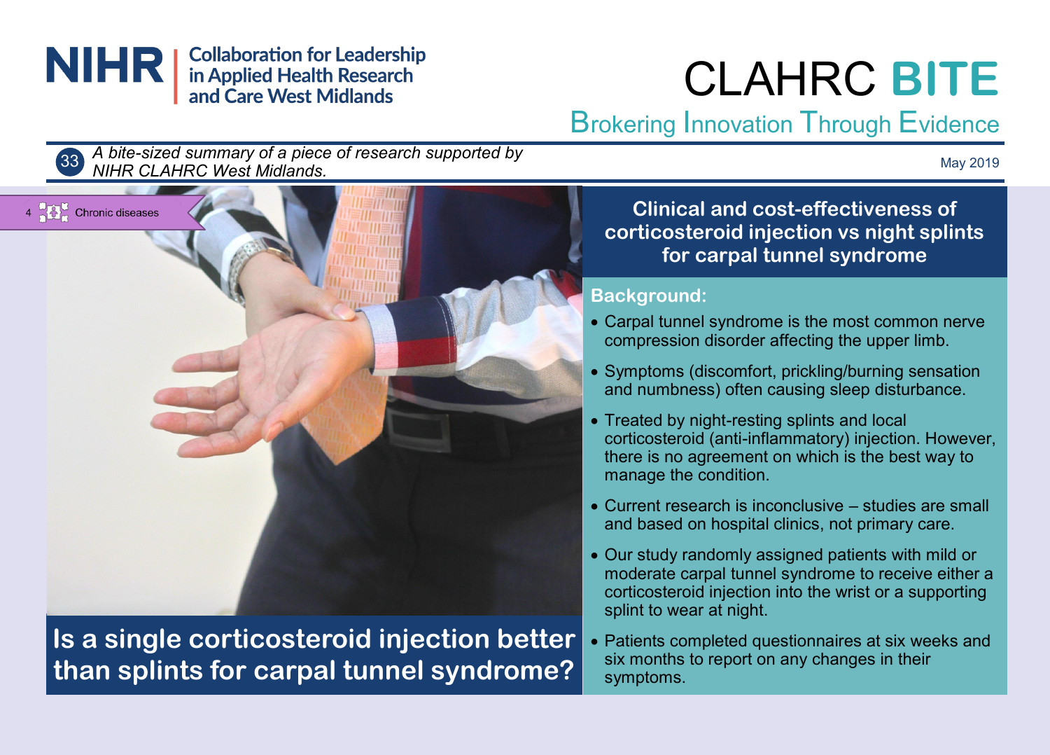NIHR | Collaboration for Leadership in Applied Health Research and Care West Midlands

# CLAHRC BITE

Brokering Innovation Through Evidence

33 *A bite-sized summary of a piece of research supported by NIHR CLAHRC West Midlands.*

May 2019

4 Chronic diseases

## Is a single corticosteroid injection better than splints for carpal tunnel syndrome?

## Clinical and cost-effectiveness of corticosteroid injection vs night splints for carpal tunnel syndrome

### Background:

- Carpal tunnel syndrome is the most common nerve compression disorder affecting the upper limb.
- Symptoms (discomfort, prickling/burning sensation and numbness) often causing sleep disturbance.
- Treated by night-resting splints and local corticosteroid (anti-inflammatory) injection. However, there is no agreement on which is the best way to manage the condition.
- Current research is inconclusive – studies are small and based on hospital clinics, not primary care.
- Our study randomly assigned patients with mild or moderate carpal tunnel syndrome to receive either a corticosteroid injection into the wrist or a supporting splint to wear at night.
- Patients completed questionnaires at six weeks and six months to report on any changes in their symptoms.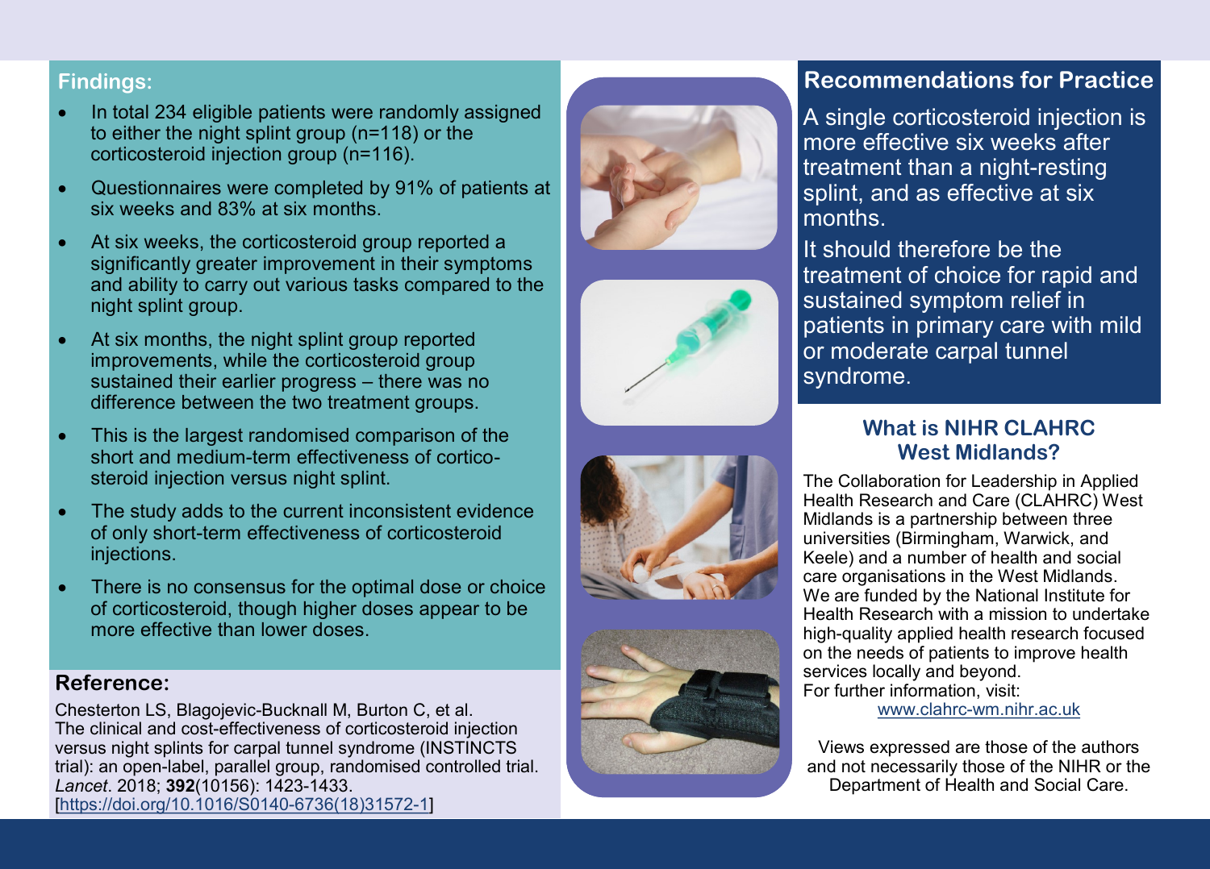## Findings:

- In total 234 eligible patients were randomly assigned to either the night splint group (n=118) or the corticosteroid injection group (n=116).
- Questionnaires were completed by 91% of patients at six weeks and 83% at six months.
- At six weeks, the corticosteroid group reported a significantly greater improvement in their symptoms and ability to carry out various tasks compared to the night splint group.
- At six months, the night splint group reported improvements, while the corticosteroid group sustained their earlier progress – there was no difference between the two treatment groups.
- This is the largest randomised comparison of the short and medium-term effectiveness of cortico-steroid injection versus night splint.
- The study adds to the current inconsistent evidence of only short-term effectiveness of corticosteroid injections.
- There is no consensus for the optimal dose or choice of corticosteroid, though higher doses appear to be more effective than lower doses.

## Reference:

Chesterton LS, Blagojevic-Bucknall M, Burton C, et al. The clinical and cost-effectiveness of corticosteroid injection versus night splints for carpal tunnel syndrome (INSTINCTS trial): an open-label, parallel group, randomised controlled trial. *Lancet*. 2018; **392**(10156): 1423-1433. [https://doi.org/10.1016/S0140-6736(18)31572-1]

## Recommendations for Practice

A single corticosteroid injection is more effective six weeks after treatment than a night-resting splint, and as effective at six months.

It should therefore be the treatment of choice for rapid and sustained symptom relief in patients in primary care with mild or moderate carpal tunnel syndrome.

### What is NIHR CLAHRC West Midlands?

The Collaboration for Leadership in Applied Health Research and Care (CLAHRC) West Midlands is a partnership between three universities (Birmingham, Warwick, and Keele) and a number of health and social care organisations in the West Midlands. We are funded by the National Institute for Health Research with a mission to undertake high-quality applied health research focused on the needs of patients to improve health services locally and beyond.
For further information, visit:
www.clahrc-wm.nihr.ac.uk

Views expressed are those of the authors and not necessarily those of the NIHR or the Department of Health and Social Care.